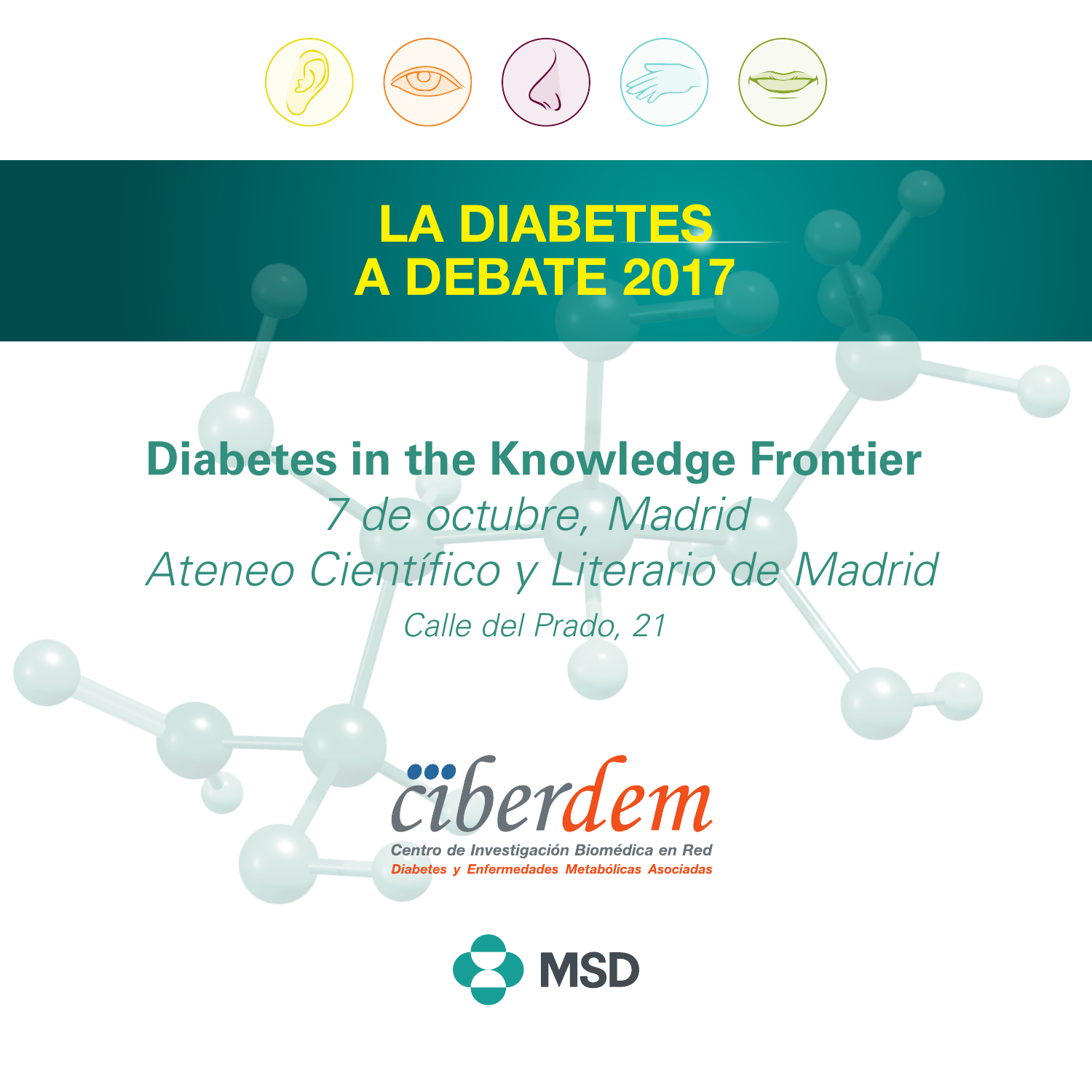# LA DIABETES A DEBATE 2017

## Diabetes in the Knowledge Frontier

*7 de octubre, Madrid*

*Ateneo Científico y Literario de Madrid*

*Calle del Prado, 21*

ciberdem

Centro de Investigación Biomédica en Red

Diabetes y Enfermedades Metabólicas Asociadas

MSD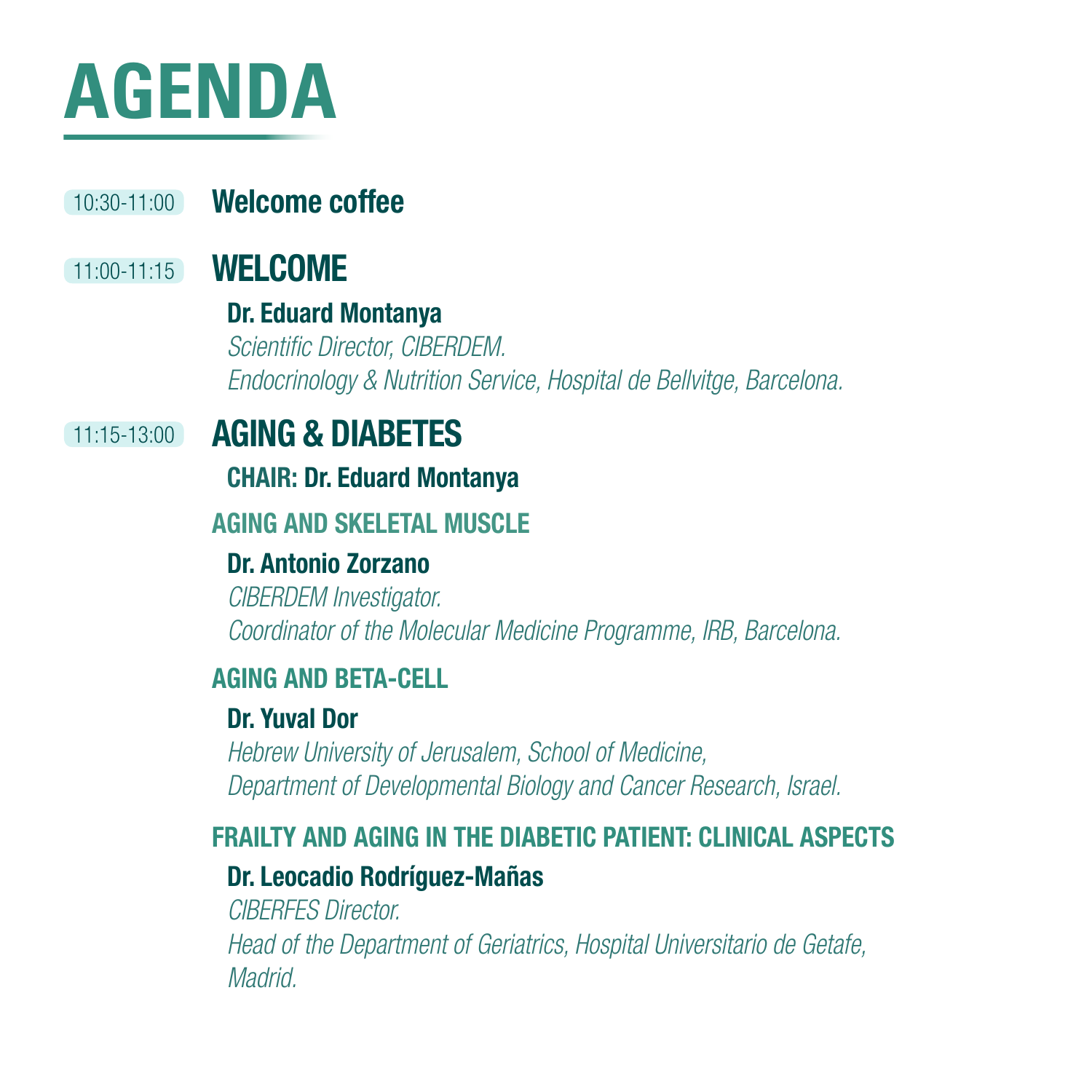# AGENDA

10:30-11:00 **Welcome coffee**

## 11:00-11:15 WELCOME

**Dr. Eduard Montanya**
*Scientific Director, CIBERDEM.*
*Endocrinology & Nutrition Service, Hospital de Bellvitge, Barcelona.*

## 11:15-13:00 AGING & DIABETES

**CHAIR: Dr. Eduard Montanya**

### AGING AND SKELETAL MUSCLE

**Dr. Antonio Zorzano**
*CIBERDEM Investigator.*
*Coordinator of the Molecular Medicine Programme, IRB, Barcelona.*

### AGING AND BETA-CELL

**Dr. Yuval Dor**
*Hebrew University of Jerusalem, School of Medicine,*
*Department of Developmental Biology and Cancer Research, Israel.*

### FRAILTY AND AGING IN THE DIABETIC PATIENT: CLINICAL ASPECTS

**Dr. Leocadio Rodríguez-Mañas**
*CIBERFES Director.*
*Head of the Department of Geriatrics, Hospital Universitario de Getafe, Madrid.*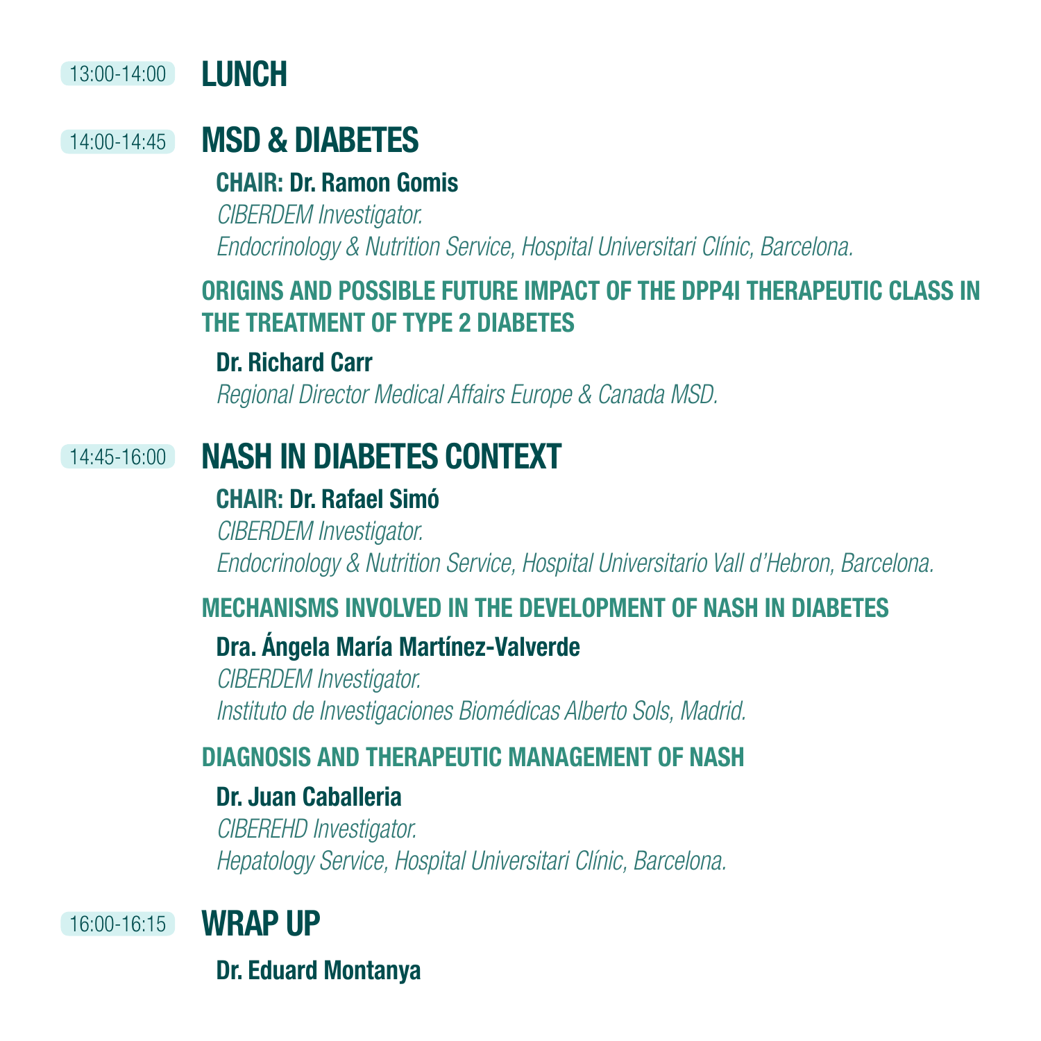13:00-14:00 **LUNCH**

14:00-14:45 **MSD & DIABETES**

**CHAIR: Dr. Ramon Gomis**
*CIBERDEM Investigator.*
*Endocrinology & Nutrition Service, Hospital Universitari Clínic, Barcelona.*

**ORIGINS AND POSSIBLE FUTURE IMPACT OF THE DPP4I THERAPEUTIC CLASS IN THE TREATMENT OF TYPE 2 DIABETES**

**Dr. Richard Carr**
*Regional Director Medical Affairs Europe & Canada MSD.*

14:45-16:00 **NASH IN DIABETES CONTEXT**

**CHAIR: Dr. Rafael Simó**
*CIBERDEM Investigator.*
*Endocrinology & Nutrition Service, Hospital Universitario Vall d'Hebron, Barcelona.*

**MECHANISMS INVOLVED IN THE DEVELOPMENT OF NASH IN DIABETES**

**Dra. Ángela María Martínez-Valverde**
*CIBERDEM Investigator.*
*Instituto de Investigaciones Biomédicas Alberto Sols, Madrid.*

**DIAGNOSIS AND THERAPEUTIC MANAGEMENT OF NASH**

**Dr. Juan Caballeria**
*CIBEREHD Investigator.*
*Hepatology Service, Hospital Universitari Clínic, Barcelona.*

16:00-16:15 **WRAP UP**

**Dr. Eduard Montanya**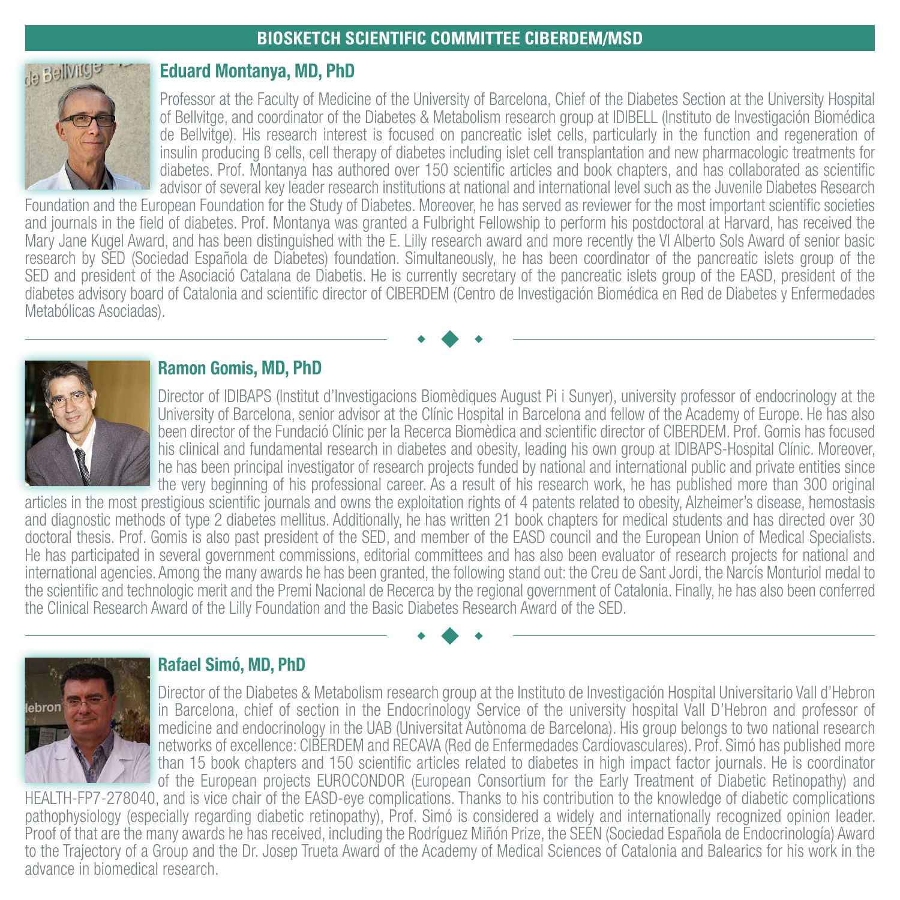## BIOSKETCH SCIENTIFIC COMMITTEE CIBERDEM/MSD

### Eduard Montanya, MD, PhD

Professor at the Faculty of Medicine of the University of Barcelona, Chief of the Diabetes Section at the University Hospital of Bellvitge, and coordinator of the Diabetes & Metabolism research group at IDIBELL (Instituto de Investigación Biomédica de Bellvitge). His research interest is focused on pancreatic islet cells, particularly in the function and regeneration of insulin producing ß cells, cell therapy of diabetes including islet cell transplantation and new pharmacologic treatments for diabetes. Prof. Montanya has authored over 150 scientific articles and book chapters, and has collaborated as scientific advisor of several key leader research institutions at national and international level such as the Juvenile Diabetes Research Foundation and the European Foundation for the Study of Diabetes. Moreover, he has served as reviewer for the most important scientific societies and journals in the field of diabetes. Prof. Montanya was granted a Fulbright Fellowship to perform his postdoctoral at Harvard, has received the Mary Jane Kugel Award, and has been distinguished with the E. Lilly research award and more recently the VI Alberto Sols Award of senior basic research by SED (Sociedad Española de Diabetes) foundation. Simultaneously, he has been coordinator of the pancreatic islets group of the SED and president of the Associació Catalana de Diabetis. He is currently secretary of the pancreatic islets group of the EASD, president of the diabetes advisory board of Catalonia and scientific director of CIBERDEM (Centro de Investigación Biomédica en Red de Diabetes y Enfermedades Metabólicas Asociadas).

### Ramon Gomis, MD, PhD

Director of IDIBAPS (Institut d'Investigacions Biomèdiques August Pi i Sunyer), university professor of endocrinology at the University of Barcelona, senior advisor at the Clínic Hospital in Barcelona and fellow of the Academy of Europe. He has also been director of the Fundació Clínic per la Recerca Biomèdica and scientific director of CIBERDEM. Prof. Gomis has focused his clinical and fundamental research in diabetes and obesity, leading his own group at IDIBAPS-Hospital Clínic. Moreover, he has been principal investigator of research projects funded by national and international public and private entities since the very beginning of his professional career. As a result of his research work, he has published more than 300 original articles in the most prestigious scientific journals and owns the exploitation rights of 4 patents related to obesity, Alzheimer's disease, hemostasis and diagnostic methods of type 2 diabetes mellitus. Additionally, he has written 21 book chapters for medical students and has directed over 30 doctoral thesis. Prof. Gomis is also past president of the SED, and member of the EASD council and the European Union of Medical Specialists. He has participated in several government commissions, editorial committees and has also been evaluator of research projects for national and international agencies. Among the many awards he has been granted, the following stand out: the Creu de Sant Jordi, the Narcís Monturiol medal to the scientific and technologic merit and the Premi Nacional de Recerca by the regional government of Catalonia. Finally, he has also been conferred the Clinical Research Award of the Lilly Foundation and the Basic Diabetes Research Award of the SED.

### Rafael Simó, MD, PhD

Director of the Diabetes & Metabolism research group at the Instituto de Investigación Hospital Universitario Vall d'Hebron in Barcelona, chief of section in the Endocrinology Service of the university hospital Vall D'Hebron and professor of medicine and endocrinology in the UAB (Universitat Autònoma de Barcelona). His group belongs to two national research networks of excellence: CIBERDEM and RECAVA (Red de Enfermedades Cardiovasculares). Prof. Simó has published more than 15 book chapters and 150 scientific articles related to diabetes in high impact factor journals. He is coordinator of the European projects EUROCONDOR (European Consortium for the Early Treatment of Diabetic Retinopathy) and HEALTH-FP7-278040, and is vice chair of the EASD-eye complications. Thanks to his contribution to the knowledge of diabetic complications pathophysiology (especially regarding diabetic retinopathy), Prof. Simó is considered a widely and internationally recognized opinion leader. Proof of that are the many awards he has received, including the Rodríguez Miñón Prize, the SEEN (Sociedad Española de Endocrinología) Award to the Trajectory of a Group and the Dr. Josep Trueta Award of the Academy of Medical Sciences of Catalonia and Balearics for his work in the advance in biomedical research.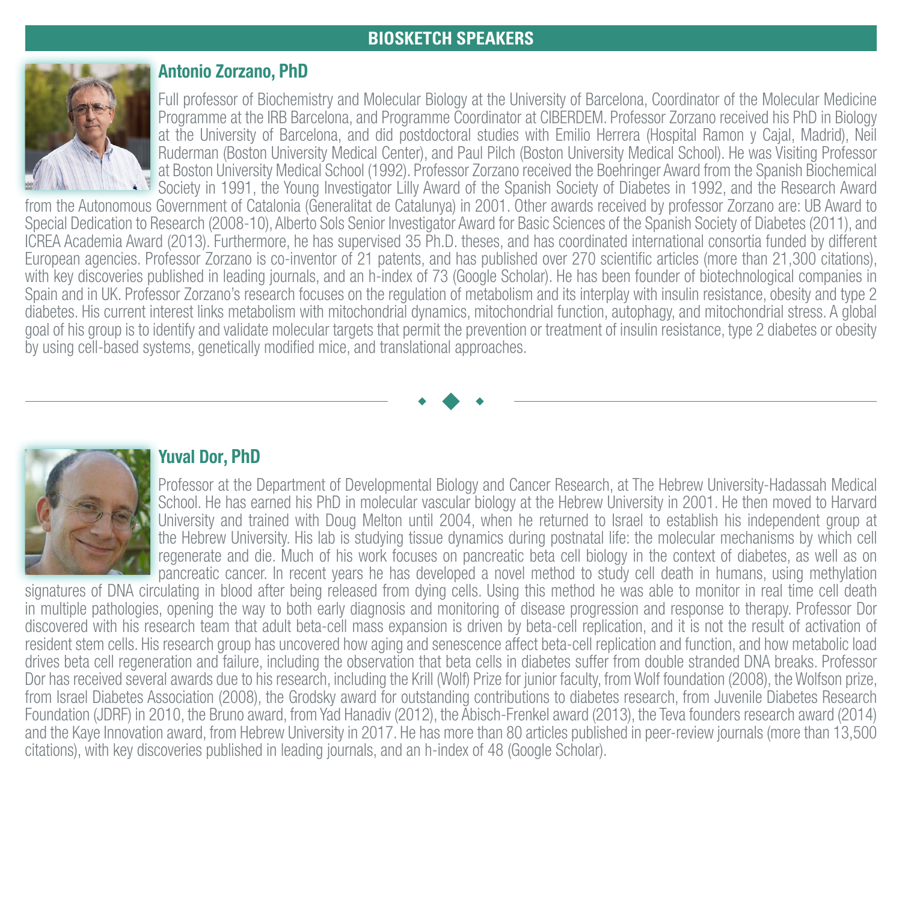## BIOSKETCH SPEAKERS

### Antonio Zorzano, PhD

Full professor of Biochemistry and Molecular Biology at the University of Barcelona, Coordinator of the Molecular Medicine Programme at the IRB Barcelona, and Programme Coordinator at CIBERDEM. Professor Zorzano received his PhD in Biology at the University of Barcelona, and did postdoctoral studies with Emilio Herrera (Hospital Ramon y Cajal, Madrid), Neil Ruderman (Boston University Medical Center), and Paul Pilch (Boston University Medical School). He was Visiting Professor at Boston University Medical School (1992). Professor Zorzano received the Boehringer Award from the Spanish Biochemical Society in 1991, the Young Investigator Lilly Award of the Spanish Society of Diabetes in 1992, and the Research Award from the Autonomous Government of Catalonia (Generalitat de Catalunya) in 2001. Other awards received by professor Zorzano are: UB Award to Special Dedication to Research (2008-10), Alberto Sols Senior Investigator Award for Basic Sciences of the Spanish Society of Diabetes (2011), and ICREA Academia Award (2013). Furthermore, he has supervised 35 Ph.D. theses, and has coordinated international consortia funded by different European agencies. Professor Zorzano is co-inventor of 21 patents, and has published over 270 scientific articles (more than 21,300 citations), with key discoveries published in leading journals, and an h-index of 73 (Google Scholar). He has been founder of biotechnological companies in Spain and in UK. Professor Zorzano's research focuses on the regulation of metabolism and its interplay with insulin resistance, obesity and type 2 diabetes. His current interest links metabolism with mitochondrial dynamics, mitochondrial function, autophagy, and mitochondrial stress. A global goal of his group is to identify and validate molecular targets that permit the prevention or treatment of insulin resistance, type 2 diabetes or obesity by using cell-based systems, genetically modified mice, and translational approaches.

---

### Yuval Dor, PhD

Professor at the Department of Developmental Biology and Cancer Research, at The Hebrew University-Hadassah Medical School. He has earned his PhD in molecular vascular biology at the Hebrew University in 2001. He then moved to Harvard University and trained with Doug Melton until 2004, when he returned to Israel to establish his independent group at the Hebrew University. His lab is studying tissue dynamics during postnatal life: the molecular mechanisms by which cell regenerate and die. Much of his work focuses on pancreatic beta cell biology in the context of diabetes, as well as on pancreatic cancer. In recent years he has developed a novel method to study cell death in humans, using methylation signatures of DNA circulating in blood after being released from dying cells. Using this method he was able to monitor in real time cell death in multiple pathologies, opening the way to both early diagnosis and monitoring of disease progression and response to therapy. Professor Dor discovered with his research team that adult beta-cell mass expansion is driven by beta-cell replication, and it is not the result of activation of resident stem cells. His research group has uncovered how aging and senescence affect beta-cell replication and function, and how metabolic load drives beta cell regeneration and failure, including the observation that beta cells in diabetes suffer from double stranded DNA breaks. Professor Dor has received several awards due to his research, including the Krill (Wolf) Prize for junior faculty, from Wolf foundation (2008), the Wolfson prize, from Israel Diabetes Association (2008), the Grodsky award for outstanding contributions to diabetes research, from Juvenile Diabetes Research Foundation (JDRF) in 2010, the Bruno award, from Yad Hanadiv (2012), the Abisch-Frenkel award (2013), the Teva founders research award (2014) and the Kaye Innovation award, from Hebrew University in 2017. He has more than 80 articles published in peer-review journals (more than 13,500 citations), with key discoveries published in leading journals, and an h-index of 48 (Google Scholar).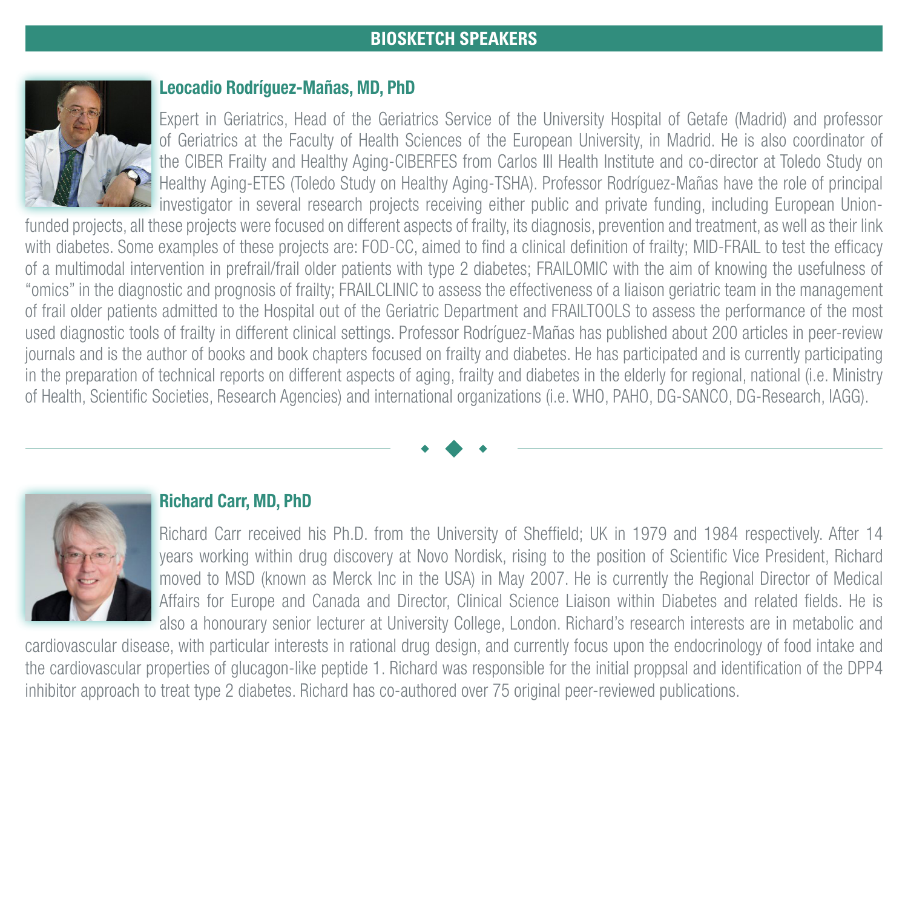## BIOSKETCH SPEAKERS

### Leocadio Rodríguez-Mañas, MD, PhD

Expert in Geriatrics, Head of the Geriatrics Service of the University Hospital of Getafe (Madrid) and professor of Geriatrics at the Faculty of Health Sciences of the European University, in Madrid. He is also coordinator of the CIBER Frailty and Healthy Aging-CIBERFES from Carlos III Health Institute and co-director at Toledo Study on Healthy Aging-ETES (Toledo Study on Healthy Aging-TSHA). Professor Rodríguez-Mañas have the role of principal investigator in several research projects receiving either public and private funding, including European Union-funded projects, all these projects were focused on different aspects of frailty, its diagnosis, prevention and treatment, as well as their link with diabetes. Some examples of these projects are: FOD-CC, aimed to find a clinical definition of frailty; MID-FRAIL to test the efficacy of a multimodal intervention in prefrail/frail older patients with type 2 diabetes; FRAILOMIC with the aim of knowing the usefulness of "omics" in the diagnostic and prognosis of frailty; FRAILCLINIC to assess the effectiveness of a liaison geriatric team in the management of frail older patients admitted to the Hospital out of the Geriatric Department and FRAILTOOLS to assess the performance of the most used diagnostic tools of frailty in different clinical settings. Professor Rodríguez-Mañas has published about 200 articles in peer-review journals and is the author of books and book chapters focused on frailty and diabetes. He has participated and is currently participating in the preparation of technical reports on different aspects of aging, frailty and diabetes in the elderly for regional, national (i.e. Ministry of Health, Scientific Societies, Research Agencies) and international organizations (i.e. WHO, PAHO, DG-SANCO, DG-Research, IAGG).

---

### Richard Carr, MD, PhD

Richard Carr received his Ph.D. from the University of Sheffield; UK in 1979 and 1984 respectively. After 14 years working within drug discovery at Novo Nordisk, rising to the position of Scientific Vice President, Richard moved to MSD (known as Merck Inc in the USA) in May 2007. He is currently the Regional Director of Medical Affairs for Europe and Canada and Director, Clinical Science Liaison within Diabetes and related fields. He is also a honourary senior lecturer at University College, London. Richard's research interests are in metabolic and cardiovascular disease, with particular interests in rational drug design, and currently focus upon the endocrinology of food intake and the cardiovascular properties of glucagon-like peptide 1. Richard was responsible for the initial proppsal and identification of the DPP4 inhibitor approach to treat type 2 diabetes. Richard has co-authored over 75 original peer-reviewed publications.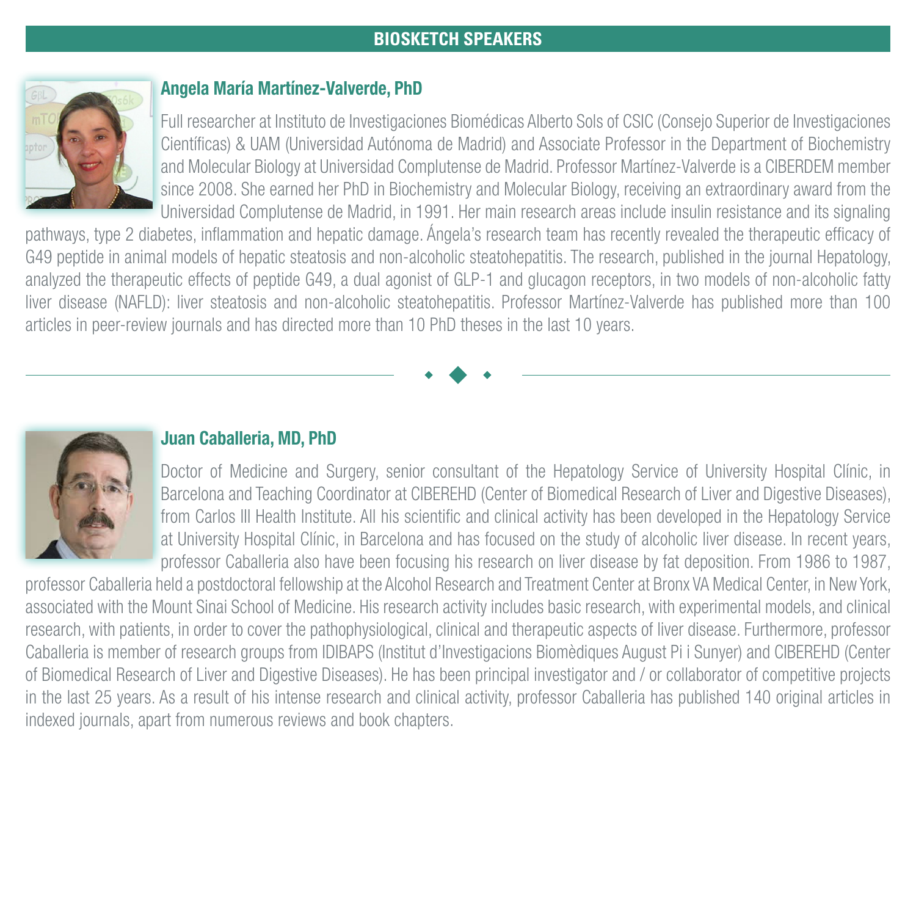## BIOSKETCH SPEAKERS

### Angela María Martínez-Valverde, PhD

Full researcher at Instituto de Investigaciones Biomédicas Alberto Sols of CSIC (Consejo Superior de Investigaciones Científicas) & UAM (Universidad Autónoma de Madrid) and Associate Professor in the Department of Biochemistry and Molecular Biology at Universidad Complutense de Madrid. Professor Martínez-Valverde is a CIBERDEM member since 2008. She earned her PhD in Biochemistry and Molecular Biology, receiving an extraordinary award from the Universidad Complutense de Madrid, in 1991. Her main research areas include insulin resistance and its signaling pathways, type 2 diabetes, inflammation and hepatic damage. Ángela's research team has recently revealed the therapeutic efficacy of G49 peptide in animal models of hepatic steatosis and non-alcoholic steatohepatitis. The research, published in the journal Hepatology, analyzed the therapeutic effects of peptide G49, a dual agonist of GLP-1 and glucagon receptors, in two models of non-alcoholic fatty liver disease (NAFLD): liver steatosis and non-alcoholic steatohepatitis. Professor Martínez-Valverde has published more than 100 articles in peer-review journals and has directed more than 10 PhD theses in the last 10 years.

---

### Juan Caballeria, MD, PhD

Doctor of Medicine and Surgery, senior consultant of the Hepatology Service of University Hospital Clínic, in Barcelona and Teaching Coordinator at CIBEREHD (Center of Biomedical Research of Liver and Digestive Diseases), from Carlos III Health Institute. All his scientific and clinical activity has been developed in the Hepatology Service at University Hospital Clínic, in Barcelona and has focused on the study of alcoholic liver disease. In recent years, professor Caballeria also have been focusing his research on liver disease by fat deposition. From 1986 to 1987, professor Caballeria held a postdoctoral fellowship at the Alcohol Research and Treatment Center at Bronx VA Medical Center, in New York, associated with the Mount Sinai School of Medicine. His research activity includes basic research, with experimental models, and clinical research, with patients, in order to cover the pathophysiological, clinical and therapeutic aspects of liver disease. Furthermore, professor Caballeria is member of research groups from IDIBAPS (Institut d'Investigacions Biomèdiques August Pi i Sunyer) and CIBEREHD (Center of Biomedical Research of Liver and Digestive Diseases). He has been principal investigator and / or collaborator of competitive projects in the last 25 years. As a result of his intense research and clinical activity, professor Caballeria has published 140 original articles in indexed journals, apart from numerous reviews and book chapters.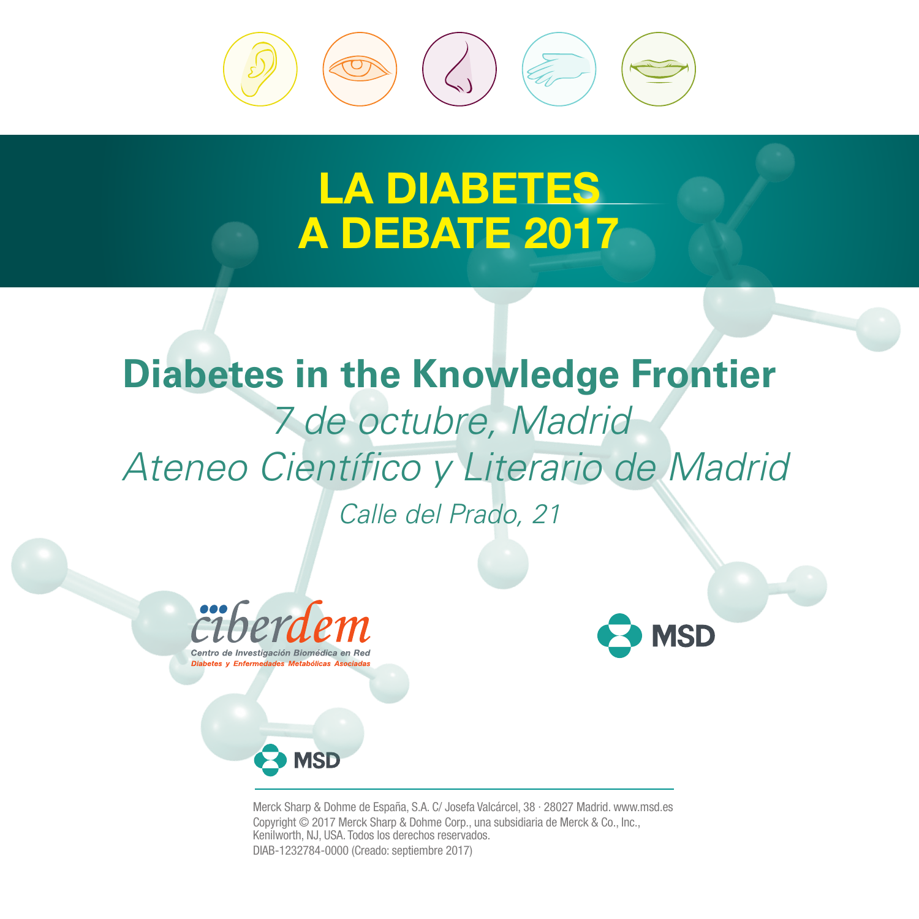# LA DIABETES A DEBATE 2017

## Diabetes in the Knowledge Frontier

*7 de octubre, Madrid*

*Ateneo Científico y Literario de Madrid*

*Calle del Prado, 21*

ciberdem
Centro de Investigación Biomédica en Red
Diabetes y Enfermedades Metabólicas Asociadas

MSD

MSD

Merck Sharp & Dohme de España, S.A. C/ Josefa Valcárcel, 38 · 28027 Madrid. www.msd.es
Copyright © 2017 Merck Sharp & Dohme Corp., una subsidiaria de Merck & Co., Inc., Kenilworth, NJ, USA. Todos los derechos reservados.
DIAB-1232784-0000 (Creado: septiembre 2017)